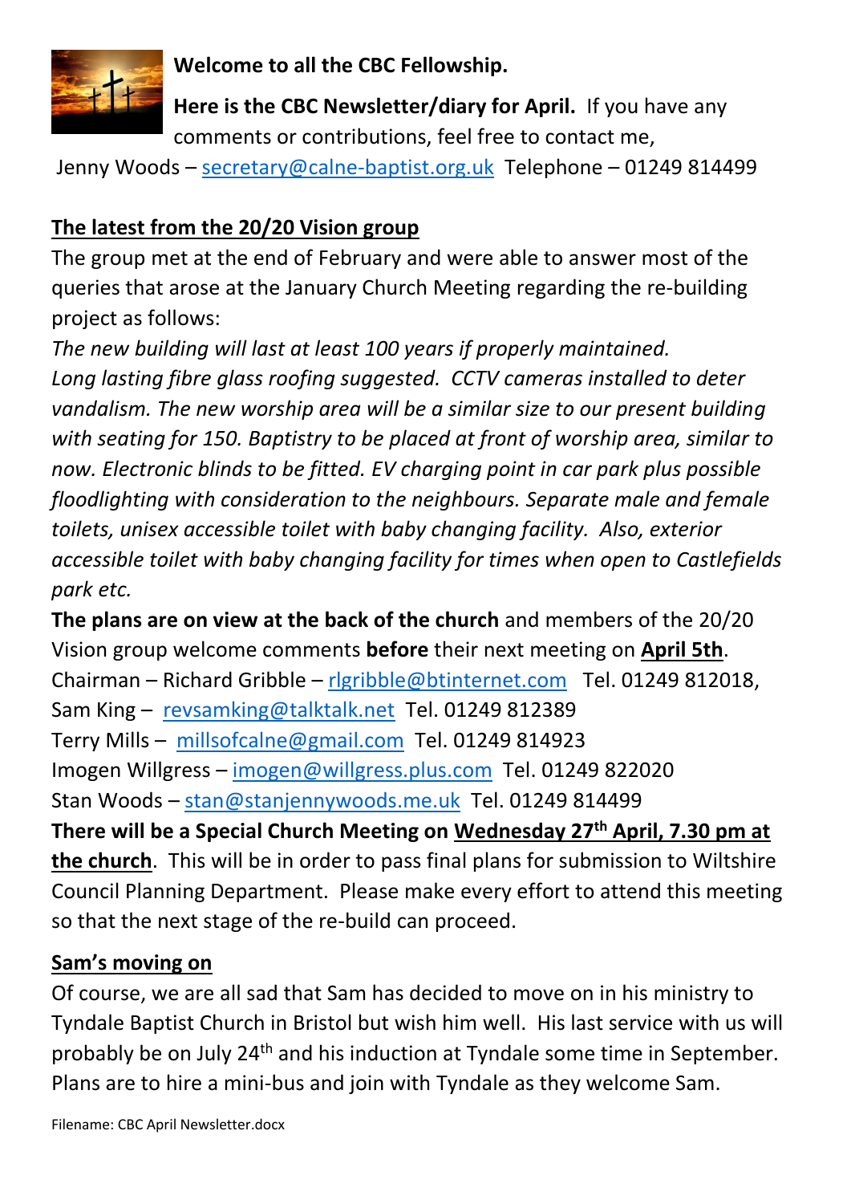**Welcome to all the CBC Fellowship.**

**Here is the CBC Newsletter/diary for April.** If you have any comments or contributions, feel free to contact me,

Jenny Woods – secretary@calne-baptist.org.uk Telephone – 01249 814499

## The latest from the 20/20 Vision group

The group met at the end of February and were able to answer most of the queries that arose at the January Church Meeting regarding the re-building project as follows:

*The new building will last at least 100 years if properly maintained. Long lasting fibre glass roofing suggested. CCTV cameras installed to deter vandalism. The new worship area will be a similar size to our present building with seating for 150. Baptistry to be placed at front of worship area, similar to now. Electronic blinds to be fitted. EV charging point in car park plus possible floodlighting with consideration to the neighbours. Separate male and female toilets, unisex accessible toilet with baby changing facility. Also, exterior accessible toilet with baby changing facility for times when open to Castlefields park etc.*

**The plans are on view at the back of the church** and members of the 20/20 Vision group welcome comments **before** their next meeting on **April 5th**.

Chairman – Richard Gribble – rlgribble@btinternet.com Tel. 01249 812018,
Sam King – revsamking@talktalk.net Tel. 01249 812389
Terry Mills – millsofcalne@gmail.com Tel. 01249 814923
Imogen Willgress – imogen@willgress.plus.com Tel. 01249 822020
Stan Woods – stan@stanjennywoods.me.uk Tel. 01249 814499

**There will be a Special Church Meeting on Wednesday 27th April, 7.30 pm at the church**. This will be in order to pass final plans for submission to Wiltshire Council Planning Department. Please make every effort to attend this meeting so that the next stage of the re-build can proceed.

## Sam's moving on

Of course, we are all sad that Sam has decided to move on in his ministry to Tyndale Baptist Church in Bristol but wish him well. His last service with us will probably be on July 24th and his induction at Tyndale some time in September. Plans are to hire a mini-bus and join with Tyndale as they welcome Sam.

Filename: CBC April Newsletter.docx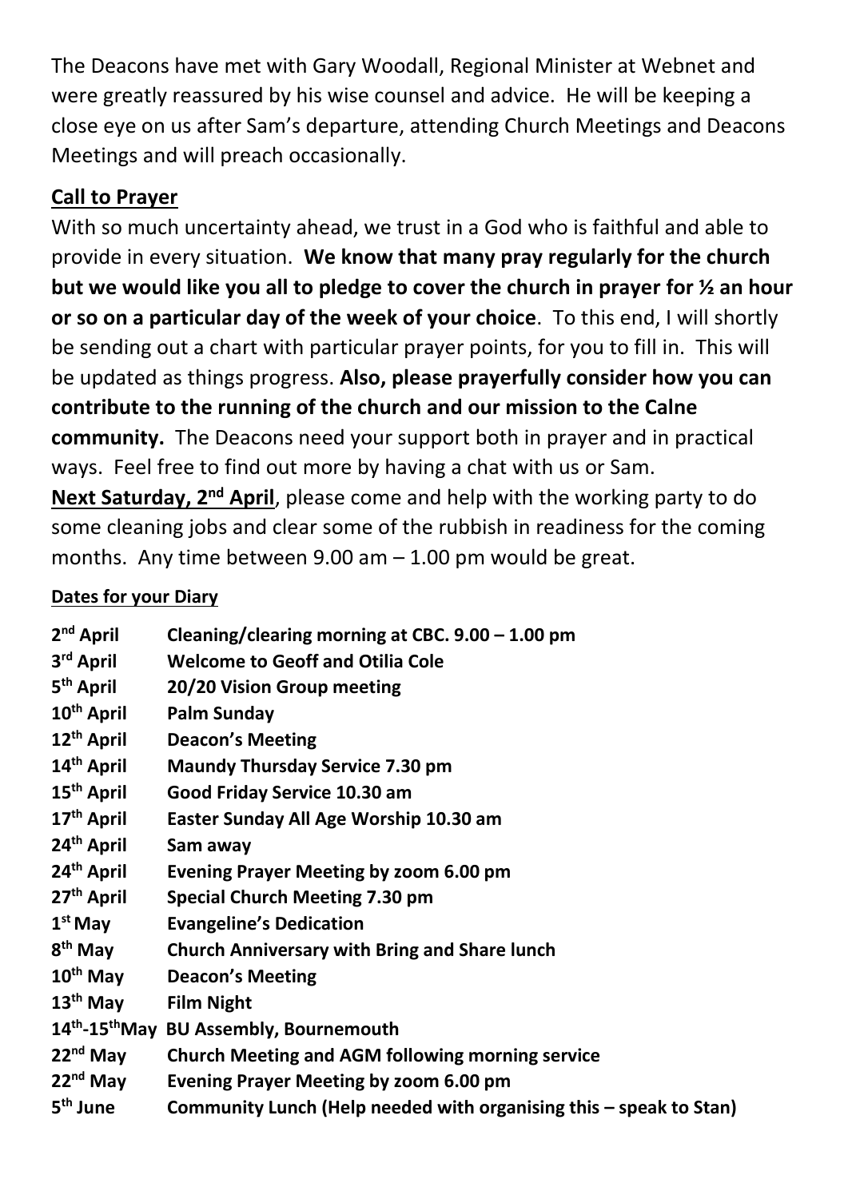The Deacons have met with Gary Woodall, Regional Minister at Webnet and were greatly reassured by his wise counsel and advice. He will be keeping a close eye on us after Sam's departure, attending Church Meetings and Deacons Meetings and will preach occasionally.

## Call to Prayer

With so much uncertainty ahead, we trust in a God who is faithful and able to provide in every situation. **We know that many pray regularly for the church but we would like you all to pledge to cover the church in prayer for ½ an hour or so on a particular day of the week of your choice**. To this end, I will shortly be sending out a chart with particular prayer points, for you to fill in. This will be updated as things progress. **Also, please prayerfully consider how you can contribute to the running of the church and our mission to the Calne community.** The Deacons need your support both in prayer and in practical ways. Feel free to find out more by having a chat with us or Sam.

**Next Saturday, 2nd April**, please come and help with the working party to do some cleaning jobs and clear some of the rubbish in readiness for the coming months. Any time between 9.00 am – 1.00 pm would be great.

### Dates for your Diary

| | |
|---|---|
| **2nd April** | **Cleaning/clearing morning at CBC. 9.00 – 1.00 pm** |
| **3rd April** | **Welcome to Geoff and Otilia Cole** |
| **5th April** | **20/20 Vision Group meeting** |
| **10th April** | **Palm Sunday** |
| **12th April** | **Deacon's Meeting** |
| **14th April** | **Maundy Thursday Service 7.30 pm** |
| **15th April** | **Good Friday Service 10.30 am** |
| **17th April** | **Easter Sunday All Age Worship 10.30 am** |
| **24th April** | **Sam away** |
| **24th April** | **Evening Prayer Meeting by zoom 6.00 pm** |
| **27th April** | **Special Church Meeting 7.30 pm** |
| **1st May** | **Evangeline's Dedication** |
| **8th May** | **Church Anniversary with Bring and Share lunch** |
| **10th May** | **Deacon's Meeting** |
| **13th May** | **Film Night** |
| **14th-15thMay** | **BU Assembly, Bournemouth** |
| **22nd May** | **Church Meeting and AGM following morning service** |
| **22nd May** | **Evening Prayer Meeting by zoom 6.00 pm** |
| **5th June** | **Community Lunch (Help needed with organising this – speak to Stan)** |